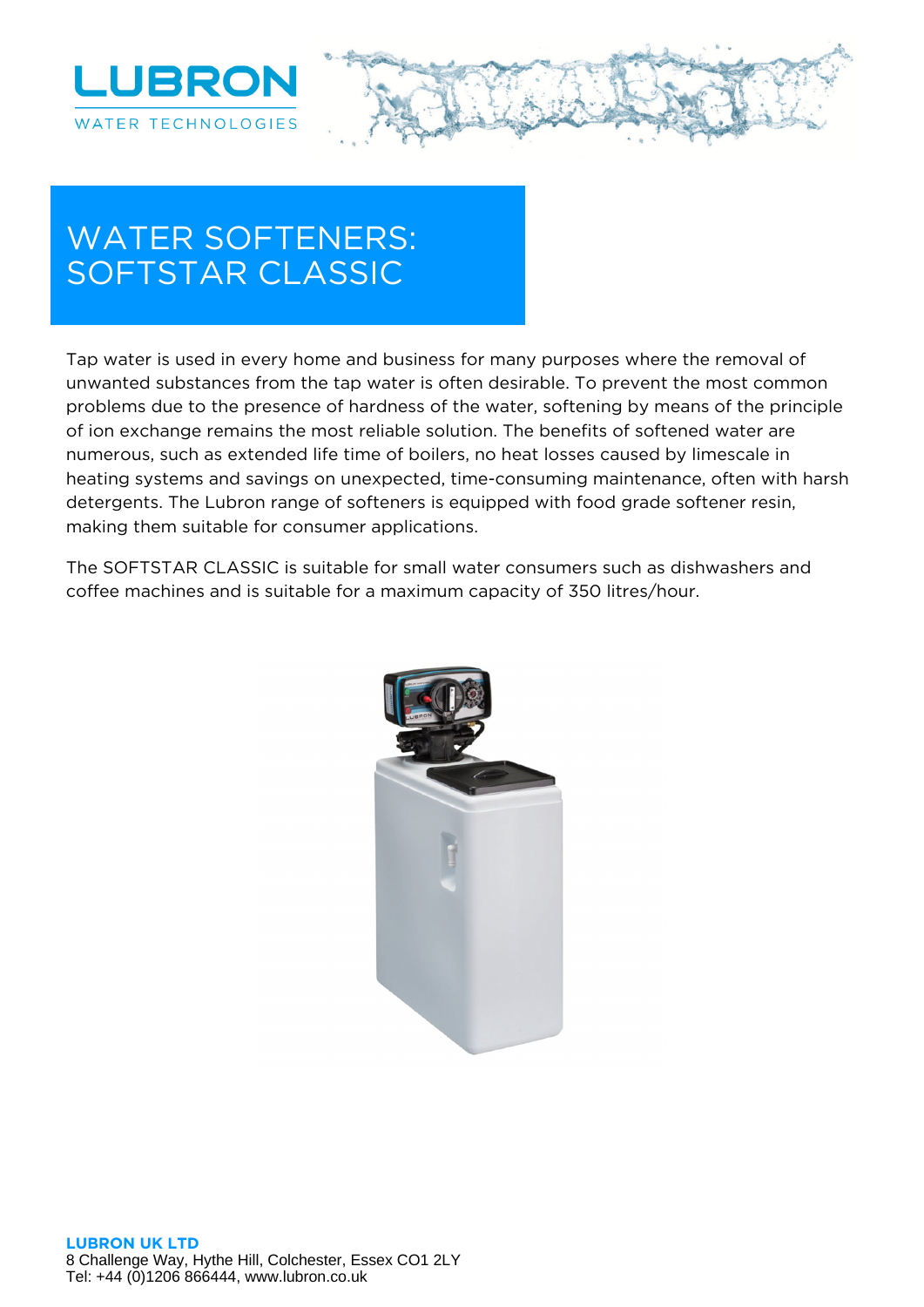LUBRON

WATER TECHNOLOGIES

# WATER SOFTENERS: SOFTSTAR CLASSIC

Tap water is used in every home and business for many purposes where the removal of unwanted substances from the tap water is often desirable. To prevent the most common problems due to the presence of hardness of the water, softening by means of the principle of ion exchange remains the most reliable solution. The benefits of softened water are numerous, such as extended life time of boilers, no heat losses caused by limescale in heating systems and savings on unexpected, time-consuming maintenance, often with harsh detergents. The Lubron range of softeners is equipped with food grade softener resin, making them suitable for consumer applications.

The SOFTSTAR CLASSIC is suitable for small water consumers such as dishwashers and coffee machines and is suitable for a maximum capacity of 350 litres/hour.

**LUBRON UK LTD**
8 Challenge Way, Hythe Hill, Colchester, Essex CO1 2LY
Tel: +44 (0)1206 866444, www.lubron.co.uk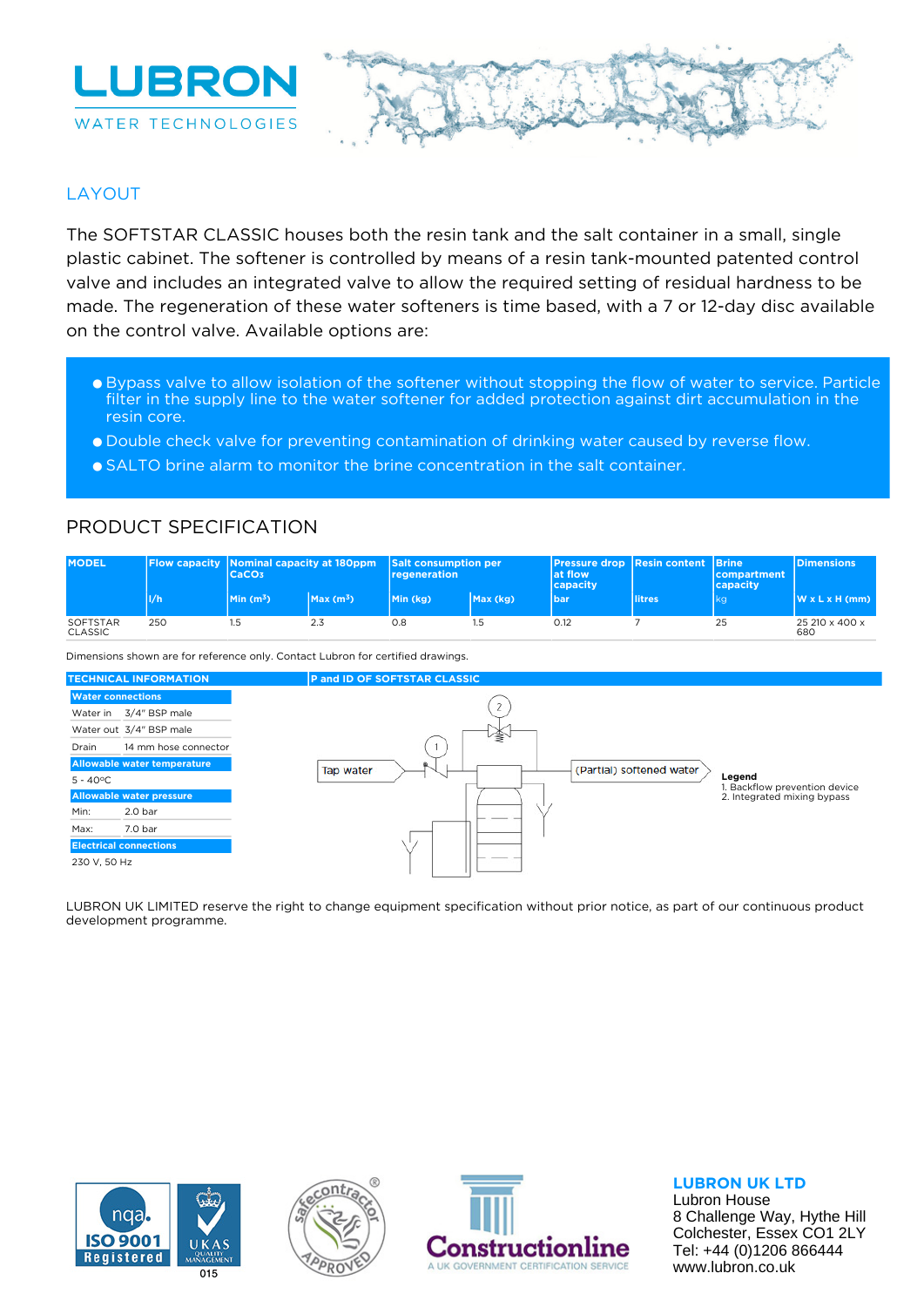# LUBRON

WATER TECHNOLOGIES

## LAYOUT

The SOFTSTAR CLASSIC houses both the resin tank and the salt container in a small, single plastic cabinet. The softener is controlled by means of a resin tank-mounted patented control valve and includes an integrated valve to allow the required setting of residual hardness to be made. The regeneration of these water softeners is time based, with a 7 or 12-day disc available on the control valve. Available options are:

- Bypass valve to allow isolation of the softener without stopping the flow of water to service. Particle filter in the supply line to the water softener for added protection against dirt accumulation in the resin core.
- Double check valve for preventing contamination of drinking water caused by reverse flow.
- SALTO brine alarm to monitor the brine concentration in the salt container.

## PRODUCT SPECIFICATION

| MODEL | Flow capacity | Nominal capacity at 180ppm $CaCO_3$ | | Salt consumption per regeneration | | Pressure drop at flow capacity | Resin content | Brine compartment capacity | Dimensions |
|---|---|---|---|---|---|---|---|---|---|
| | l/h | Min ($m^3$) | Max ($m^3$) | Min (kg) | Max (kg) | bar | litres | kg | W x L x H (mm) |
| SOFTSTAR CLASSIC | 250 | 1.5 | 2.3 | 0.8 | 1.5 | 0.12 | 7 | 25 | 25 210 x 400 x 680 |

Dimensions shown are for reference only. Contact Lubron for certified drawings.

### TECHNICAL INFORMATION

| Water connections | |
|---|---|
| Water in | 3/4" BSP male |
| Water out | 3/4" BSP male |
| Drain | 14 mm hose connector |
| **Allowable water temperature** | |
| 5 - 40ºC | |
| **Allowable water pressure** | |
| Min: | 2.0 bar |
| Max: | 7.0 bar |
| **Electrical connections** | |
| 230 V, 50 Hz | |

### P and ID OF SOFTSTAR CLASSIC

Tap water

(Partial) softened water

1

2

**Legend**
1. Backflow prevention device
2. Integrated mixing bypass

LUBRON UK LIMITED reserve the right to change equipment specification without prior notice, as part of our continuous product development programme.

nqa. ISO 9001 Registered

UKAS QUALITY MANAGEMENT 015

safecontractor APPROVED

Constructionline A UK GOVERNMENT CERTIFICATION SERVICE

**LUBRON UK LTD**
Lubron House
8 Challenge Way, Hythe Hill
Colchester, Essex CO1 2LY
Tel: +44 (0)1206 866444
www.lubron.co.uk